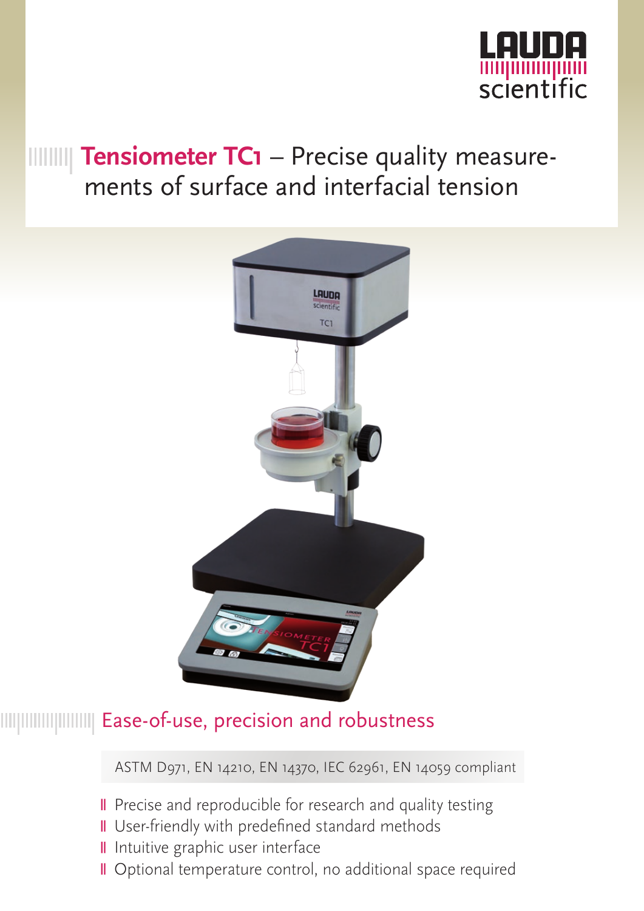LAUDA scientific

# Tensiometer TC1 – Precise quality measurements of surface and interfacial tension

## Ease-of-use, precision and robustness

ASTM D971, EN 14210, EN 14370, IEC 62961, EN 14059 compliant

- Precise and reproducible for research and quality testing
- User-friendly with predefined standard methods
- Intuitive graphic user interface
- Optional temperature control, no additional space required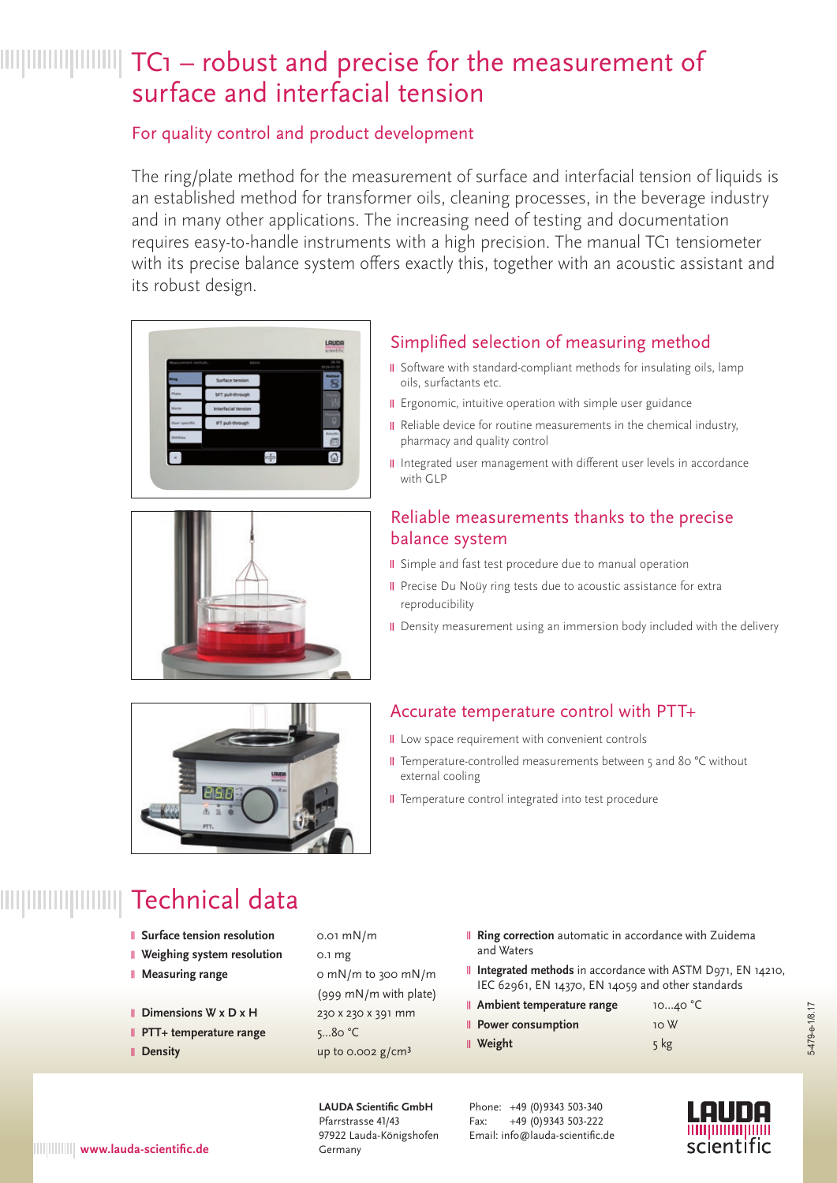# TC1 – robust and precise for the measurement of surface and interfacial tension

## For quality control and product development

The ring/plate method for the measurement of surface and interfacial tension of liquids is an established method for transformer oils, cleaning processes, in the beverage industry and in many other applications. The increasing need of testing and documentation requires easy-to-handle instruments with a high precision. The manual TC1 tensiometer with its precise balance system offers exactly this, together with an acoustic assistant and its robust design.

### Simplified selection of measuring method

- Software with standard-compliant methods for insulating oils, lamp oils, surfactants etc.
- Ergonomic, intuitive operation with simple user guidance
- Reliable device for routine measurements in the chemical industry, pharmacy and quality control
- Integrated user management with different user levels in accordance with GLP

### Reliable measurements thanks to the precise balance system

- Simple and fast test procedure due to manual operation
- Precise Du Noüy ring tests due to acoustic assistance for extra reproducibility
- Density measurement using an immersion body included with the delivery

### Accurate temperature control with PTT+

- Low space requirement with convenient controls
- Temperature-controlled measurements between 5 and 80 °C without external cooling
- Temperature control integrated into test procedure

# Technical data

- **Surface tension resolution** 0.01 mN/m
- **Weighing system resolution** 0.1 mg
- **Measuring range** 0 mN/m to 300 mN/m (999 mN/m with plate)
- **Dimensions W x D x H** 230 x 230 x 391 mm
- **PTT+ temperature range** 5...80 °C
- **Density** up to 0.002 g/cm³
- **Ring correction** automatic in accordance with Zuidema and Waters
- **Integrated methods** in accordance with ASTM D971, EN 14210, IEC 62961, EN 14370, EN 14059 and other standards
- **Ambient temperature range** 10...40 °C
- **Power consumption** 10 W
- **Weight** 5 kg

5-479-e-1/8.17

**LAUDA Scientific GmbH**
Pfarrstrasse 41/43
97922 Lauda-Königshofen
Germany

Phone: +49 (0)9343 503-340
Fax: +49 (0)9343 503-222
Email: info@lauda-scientific.de

**www.lauda-scientific.de**